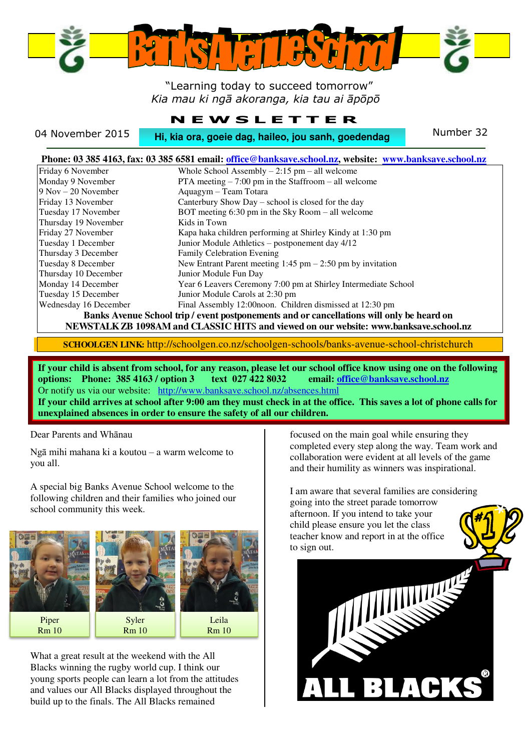# Banks Avenue School

"Learning today to succeed tomorrow"
*Kia mau ki ngā akoranga, kia tau ai āpōpō*

## NEWSLETTER

04 November 2015 | **Hi, kia ora, goeie dag, haileo, jou sanh, goedendag** | Number 32

**Phone: 03 385 4163, fax: 03 385 6581 email: office@banksave.school.nz, website: www.banksave.school.nz**

| | |
|---|---|
| Friday 6 November | Whole School Assembly – 2:15 pm – all welcome |
| Monday 9 November | PTA meeting – 7:00 pm in the Staffroom – all welcome |
| 9 Nov – 20 November | Aquagym – Team Totara |
| Friday 13 November | Canterbury Show Day – school is closed for the day |
| Tuesday 17 November | BOT meeting 6:30 pm in the Sky Room – all welcome |
| Thursday 19 November | Kids in Town |
| Friday 27 November | Kapa haka children performing at Shirley Kindy at 1:30 pm |
| Tuesday 1 December | Junior Module Athletics – postponement day 4/12 |
| Thursday 3 December | Family Celebration Evening |
| Tuesday 8 December | New Entrant Parent meeting 1:45 pm – 2:50 pm by invitation |
| Thursday 10 December | Junior Module Fun Day |
| Monday 14 December | Year 6 Leavers Ceremony 7:00 pm at Shirley Intermediate School |
| Tuesday 15 December | Junior Module Carols at 2:30 pm |
| Wednesday 16 December | Final Assembly 12:00noon. Children dismissed at 12:30 pm |

**Banks Avenue School trip / event postponements and or cancellations will only be heard on NEWSTALK ZB 1098AM and CLASSIC HITS and viewed on our website: www.banksave.school.nz**

**SCHOOLGEN LINK:** http://schoolgen.co.nz/schoolgen-schools/banks-avenue-school-christchurch

**If your child is absent from school, for any reason, please let our school office know using one on the following options: Phone: 385 4163 / option 3 text 027 422 8032 email: office@banksave.school.nz**
Or notify us via our website: http://www.banksave.school.nz/absences.html
**If your child arrives at school after 9:00 am they must check in at the office. This saves a lot of phone calls for unexplained absences in order to ensure the safety of all our children.**

Dear Parents and Whānau

Ngā mihi mahana ki a koutou – a warm welcome to you all.

A special big Banks Avenue School welcome to the following children and their families who joined our school community this week.

Piper
Rm 10

Syler
Rm 10

Leila
Rm 10

What a great result at the weekend with the All Blacks winning the rugby world cup. I think our young sports people can learn a lot from the attitudes and values our All Blacks displayed throughout the build up to the finals. The All Blacks remained focused on the main goal while ensuring they completed every step along the way. Team work and collaboration were evident at all levels of the game and their humility as winners was inspirational.

I am aware that several families are considering going into the street parade tomorrow afternoon. If you intend to take your child please ensure you let the class teacher know and report in at the office to sign out.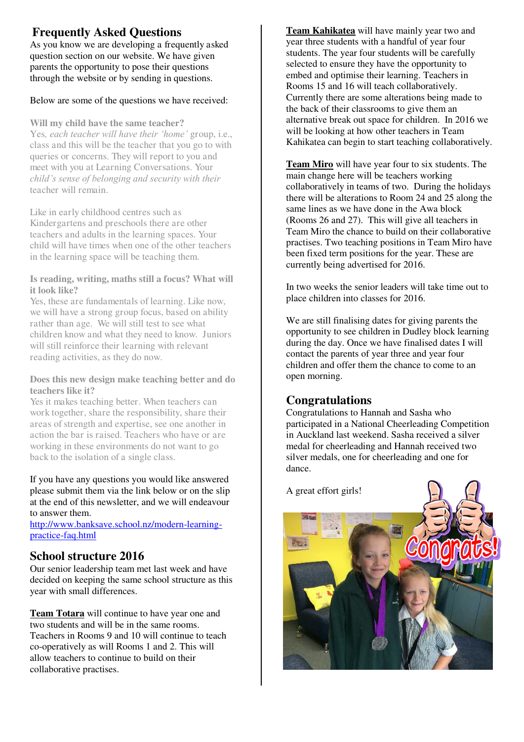## Frequently Asked Questions

As you know we are developing a frequently asked question section on our website. We have given parents the opportunity to pose their questions through the website or by sending in questions.

Below are some of the questions we have received:

**Will my child have the same teacher?**

Yes, *each teacher will have their 'home'* group, i.e., class and this will be the teacher that you go to with queries or concerns. They will report to you and meet with you at Learning Conversations. Your *child's sense of belonging and security with their* teacher will remain.

Like in early childhood centres such as Kindergartens and preschools there are other teachers and adults in the learning spaces. Your child will have times when one of the other teachers in the learning space will be teaching them.

**Is reading, writing, maths still a focus? What will it look like?**

Yes, these are fundamentals of learning. Like now, we will have a strong group focus, based on ability rather than age. We will still test to see what children know and what they need to know. Juniors will still reinforce their learning with relevant reading activities, as they do now.

**Does this new design make teaching better and do teachers like it?**

Yes it makes teaching better. When teachers can work together, share the responsibility, share their areas of strength and expertise, see one another in action the bar is raised. Teachers who have or are working in these environments do not want to go back to the isolation of a single class.

If you have any questions you would like answered please submit them via the link below or on the slip at the end of this newsletter, and we will endeavour to answer them.

http://www.banksave.school.nz/modern-learning-practice-faq.html

## School structure 2016

Our senior leadership team met last week and have decided on keeping the same school structure as this year with small differences.

**Team Totara** will continue to have year one and two students and will be in the same rooms. Teachers in Rooms 9 and 10 will continue to teach co-operatively as will Rooms 1 and 2. This will allow teachers to continue to build on their collaborative practises.

**Team Kahikatea** will have mainly year two and year three students with a handful of year four students. The year four students will be carefully selected to ensure they have the opportunity to embed and optimise their learning. Teachers in Rooms 15 and 16 will teach collaboratively. Currently there are some alterations being made to the back of their classrooms to give them an alternative break out space for children. In 2016 we will be looking at how other teachers in Team Kahikatea can begin to start teaching collaboratively.

**Team Miro** will have year four to six students. The main change here will be teachers working collaboratively in teams of two. During the holidays there will be alterations to Room 24 and 25 along the same lines as we have done in the Awa block (Rooms 26 and 27). This will give all teachers in Team Miro the chance to build on their collaborative practises. Two teaching positions in Team Miro have been fixed term positions for the year. These are currently being advertised for 2016.

In two weeks the senior leaders will take time out to place children into classes for 2016.

We are still finalising dates for giving parents the opportunity to see children in Dudley block learning during the day. Once we have finalised dates I will contact the parents of year three and year four children and offer them the chance to come to an open morning.

## Congratulations

Congratulations to Hannah and Sasha who participated in a National Cheerleading Competition in Auckland last weekend. Sasha received a silver medal for cheerleading and Hannah received two silver medals, one for cheerleading and one for dance.

A great effort girls!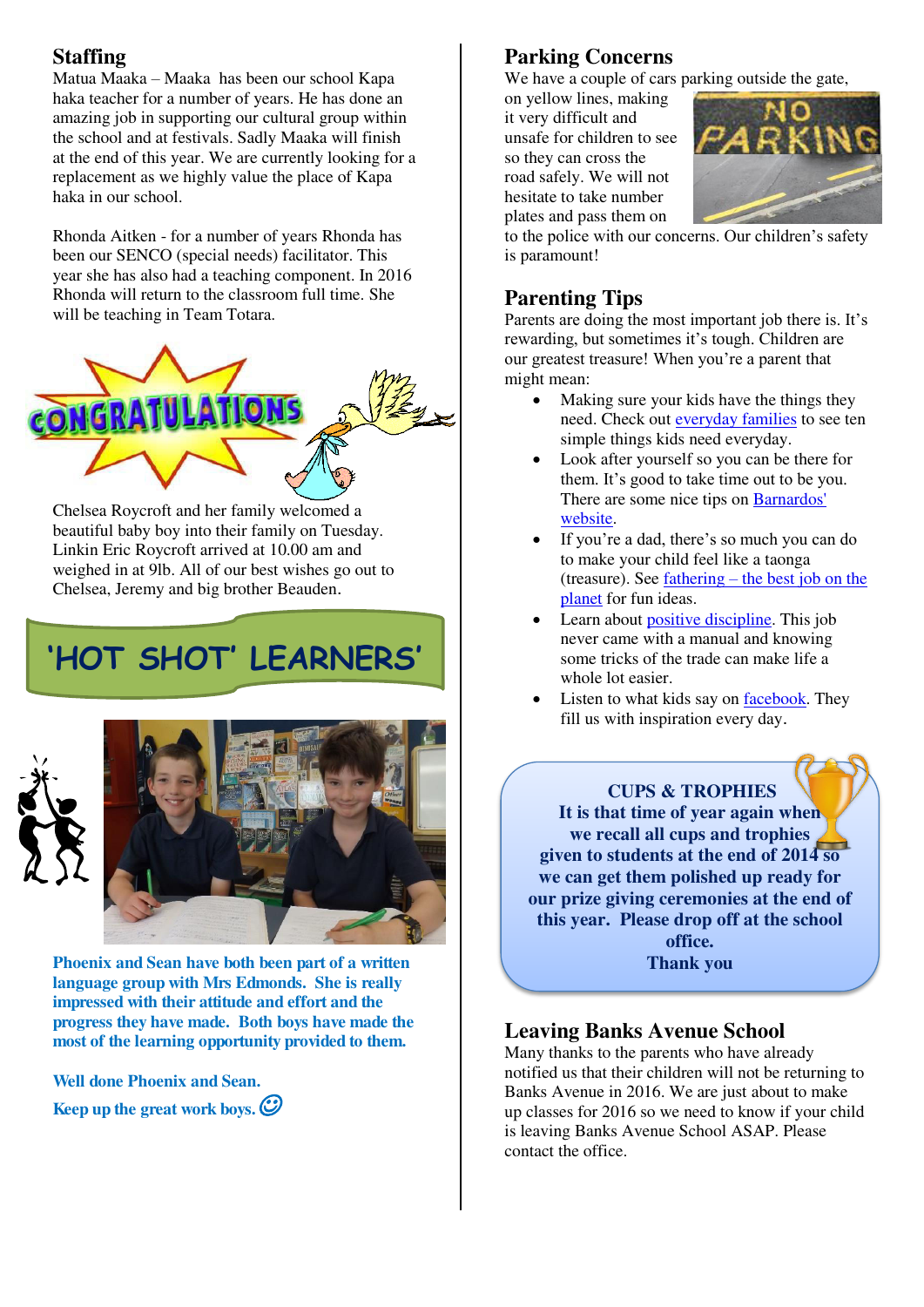## Staffing

Matua Maaka – Maaka has been our school Kapa haka teacher for a number of years. He has done an amazing job in supporting our cultural group within the school and at festivals. Sadly Maaka will finish at the end of this year. We are currently looking for a replacement as we highly value the place of Kapa haka in our school.

Rhonda Aitken - for a number of years Rhonda has been our SENCO (special needs) facilitator. This year she has also had a teaching component. In 2016 Rhonda will return to the classroom full time. She will be teaching in Team Totara.

## CONGRATULATIONS

Chelsea Roycroft and her family welcomed a beautiful baby boy into their family on Tuesday. Linkin Eric Roycroft arrived at 10.00 am and weighed in at 9lb. All of our best wishes go out to Chelsea, Jeremy and big brother Beauden.

## 'HOT SHOT' LEARNERS'

**Phoenix and Sean have both been part of a written language group with Mrs Edmonds. She is really impressed with their attitude and effort and the progress they have made. Both boys have made the most of the learning opportunity provided to them.**

**Well done Phoenix and Sean.**

**Keep up the great work boys.** ☺

## Parking Concerns

We have a couple of cars parking outside the gate, on yellow lines, making it very difficult and unsafe for children to see so they can cross the road safely. We will not hesitate to take number plates and pass them on to the police with our concerns. Our children's safety is paramount!

## Parenting Tips

Parents are doing the most important job there is. It's rewarding, but sometimes it's tough. Children are our greatest treasure! When you're a parent that might mean:

- Making sure your kids have the things they need. Check out everyday families to see ten simple things kids need everyday.
- Look after yourself so you can be there for them. It's good to take time out to be you. There are some nice tips on Barnardos' website.
- If you're a dad, there's so much you can do to make your child feel like a taonga (treasure). See fathering – the best job on the planet for fun ideas.
- Learn about positive discipline. This job never came with a manual and knowing some tricks of the trade can make life a whole lot easier.
- Listen to what kids say on facebook. They fill us with inspiration every day.

**CUPS & TROPHIES**
**It is that time of year again when we recall all cups and trophies given to students at the end of 2014 so we can get them polished up ready for our prize giving ceremonies at the end of this year. Please drop off at the school office.**
**Thank you**

## Leaving Banks Avenue School

Many thanks to the parents who have already notified us that their children will not be returning to Banks Avenue in 2016. We are just about to make up classes for 2016 so we need to know if your child is leaving Banks Avenue School ASAP. Please contact the office.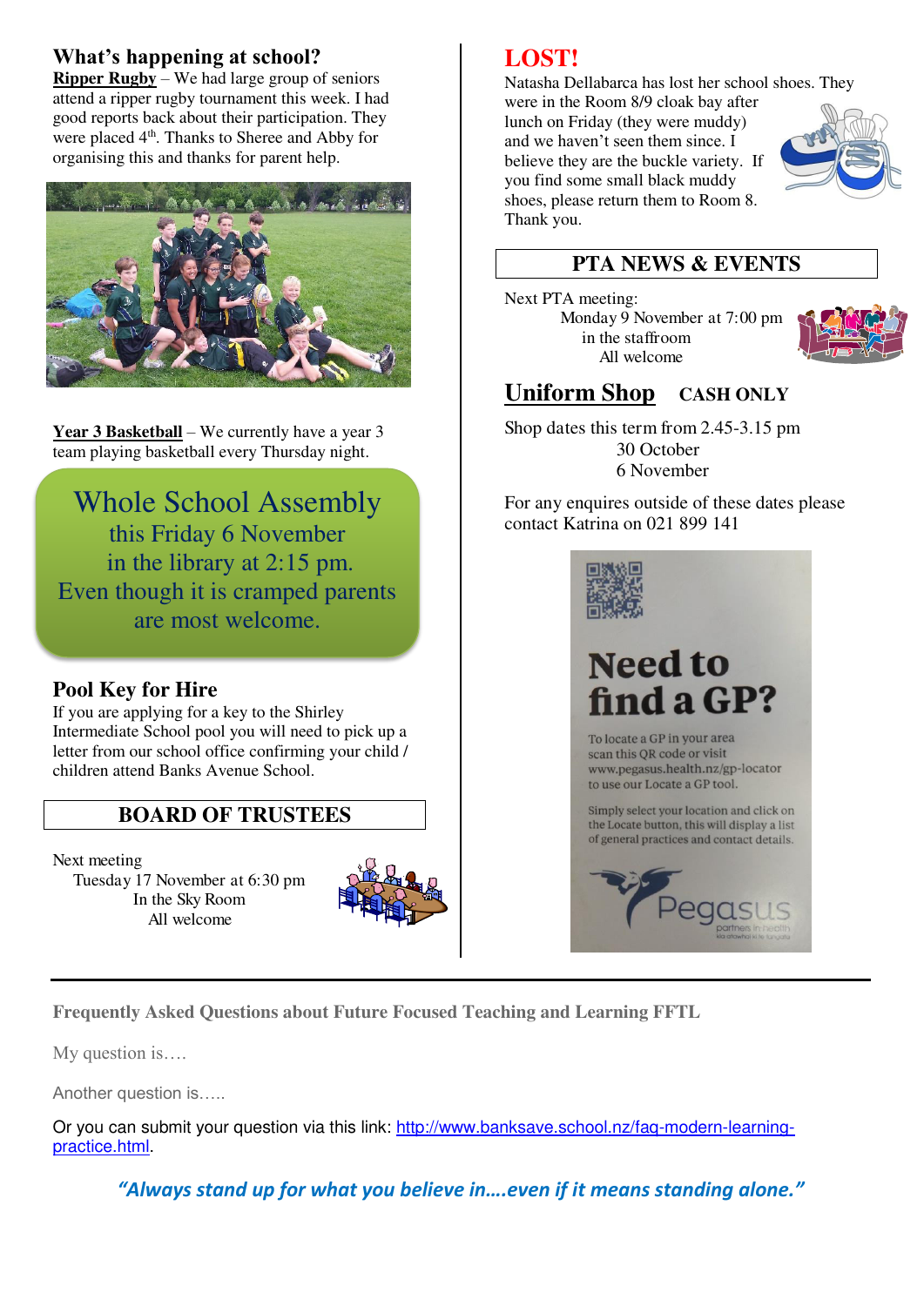## What's happening at school?

**Ripper Rugby** – We had large group of seniors attend a ripper rugby tournament this week. I had good reports back about their participation. They were placed 4th. Thanks to Sheree and Abby for organising this and thanks for parent help.

**Year 3 Basketball** – We currently have a year 3 team playing basketball every Thursday night.

**Whole School Assembly**
**this Friday 6 November**
**in the library at 2:15 pm.**
**Even though it is cramped parents are most welcome.**

## Pool Key for Hire

If you are applying for a key to the Shirley Intermediate School pool you will need to pick up a letter from our school office confirming your child / children attend Banks Avenue School.

## BOARD OF TRUSTEES

Next meeting
Tuesday 17 November at 6:30 pm
In the Sky Room
All welcome

## LOST!

Natasha Dellabarca has lost her school shoes. They were in the Room 8/9 cloak bay after lunch on Friday (they were muddy) and we haven't seen them since. I believe they are the buckle variety. If you find some small black muddy shoes, please return them to Room 8. Thank you.

## PTA NEWS & EVENTS

Next PTA meeting:
Monday 9 November at 7:00 pm
in the staffroom
All welcome

## Uniform Shop CASH ONLY

Shop dates this term from 2.45-3.15 pm
30 October
6 November

For any enquires outside of these dates please contact Katrina on 021 899 141

**Need to find a GP?**

To locate a GP in your area scan this QR code or visit www.pegasus.health.nz/gp-locator to use our Locate a GP tool.

Simply select your location and click on the Locate button, this will display a list of general practices and contact details.

Pegasus partners in health

---

**Frequently Asked Questions about Future Focused Teaching and Learning FFTL**

My question is….

Another question is…..

Or you can submit your question via this link: http://www.banksave.school.nz/faq-modern-learning-practice.html.

***"Always stand up for what you believe in….even if it means standing alone."***